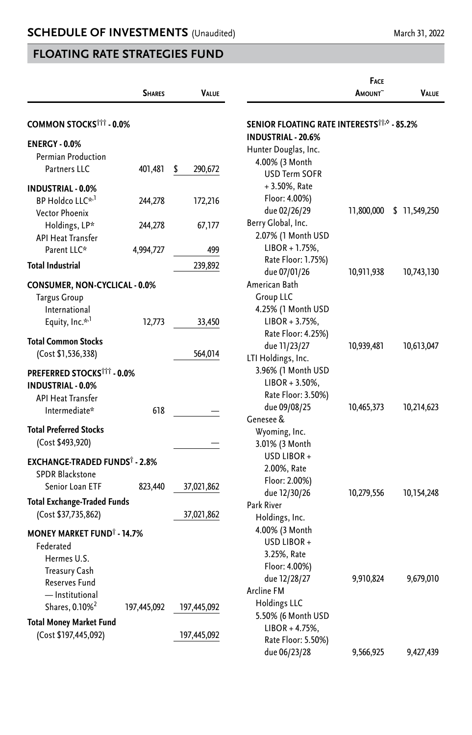## SCHEDULE OF INVESTMENTS (Unaudited)

March 31, 2022

## FLOATING RATE STRATEGIES FUND

| | Shares | Value |
|---|---|---|
| **COMMON STOCKS††† - 0.0%** | | |
| **ENERGY - 0.0%** | | |
| Permian Production Partners LLC | 401,481 | $ 290,672 |
| **INDUSTRIAL - 0.0%** | | |
| BP Holdco LLC*,[1] | 244,278 | 172,216 |
| Vector Phoenix Holdings, LP* | 244,278 | 67,177 |
| API Heat Transfer Parent LLC* | 4,994,727 | 499 |
| **Total Industrial** | | 239,892 |
| **CONSUMER, NON-CYCLICAL - 0.0%** | | |
| Targus Group International Equity, Inc.*,[1] | 12,773 | 33,450 |
| **Total Common Stocks** (Cost $1,536,338) | | 564,014 |
| **PREFERRED STOCKS††† - 0.0%** | | |
| **INDUSTRIAL - 0.0%** | | |
| API Heat Transfer Intermediate* | 618 | — |
| **Total Preferred Stocks** (Cost $493,920) | | — |
| **EXCHANGE-TRADED FUNDS† - 2.8%** | | |
| SPDR Blackstone Senior Loan ETF | 823,440 | 37,021,862 |
| **Total Exchange-Traded Funds** (Cost $37,735,862) | | 37,021,862 |
| **MONEY MARKET FUND† - 14.7%** | | |
| Federated Hermes U.S. Treasury Cash Reserves Fund — Institutional Shares, 0.10%[2] | 197,445,092 | 197,445,092 |
| **Total Money Market Fund** (Cost $197,445,092) | | 197,445,092 |

| | Face Amount~ | Value |
|---|---|---|
| **SENIOR FLOATING RATE INTERESTS††,◊ - 85.2%** | | |
| **INDUSTRIAL - 20.6%** | | |
| Hunter Douglas, Inc. 4.00% (3 Month USD Term SOFR + 3.50%, Rate Floor: 4.00%) due 02/26/29 | 11,800,000 | $ 11,549,250 |
| Berry Global, Inc. 2.07% (1 Month USD LIBOR + 1.75%, Rate Floor: 1.75%) due 07/01/26 | 10,911,938 | 10,743,130 |
| American Bath Group LLC 4.25% (1 Month USD LIBOR + 3.75%, Rate Floor: 4.25%) due 11/23/27 | 10,939,481 | 10,613,047 |
| LTI Holdings, Inc. 3.96% (1 Month USD LIBOR + 3.50%, Rate Floor: 3.50%) due 09/08/25 | 10,465,373 | 10,214,623 |
| Genesee & Wyoming, Inc. 3.01% (3 Month USD LIBOR + 2.00%, Rate Floor: 2.00%) due 12/30/26 | 10,279,556 | 10,154,248 |
| Park River Holdings, Inc. 4.00% (3 Month USD LIBOR + 3.25%, Rate Floor: 4.00%) due 12/28/27 | 9,910,824 | 9,679,010 |
| Arcline FM Holdings LLC 5.50% (6 Month USD LIBOR + 4.75%, Rate Floor: 5.50%) due 06/23/28 | 9,566,925 | 9,427,439 |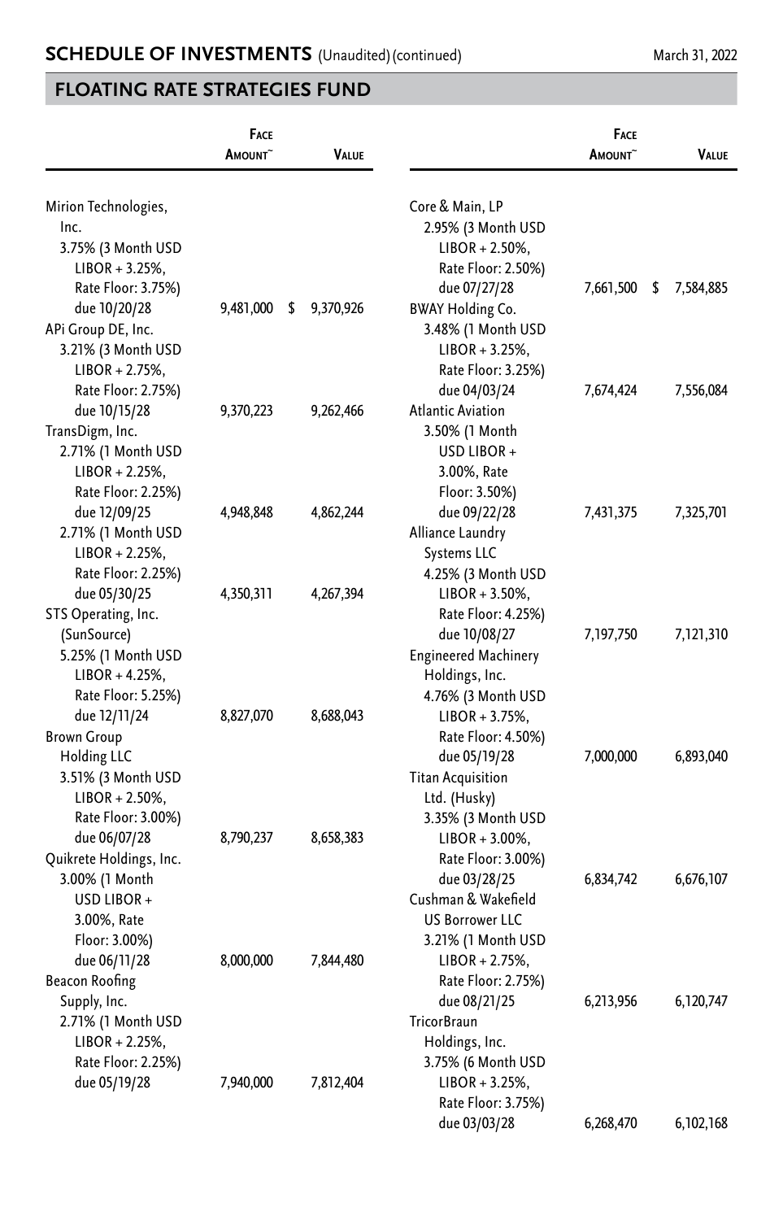## SCHEDULE OF INVESTMENTS (Unaudited) (continued)

March 31, 2022

## FLOATING RATE STRATEGIES FUND

| | Face Amount~ | Value |
|---|---|---|
| Mirion Technologies, Inc. | | |
| 3.75% (3 Month USD LIBOR + 3.25%, Rate Floor: 3.75%) due 10/20/28 | 9,481,000 | $ 9,370,926 |
| APi Group DE, Inc. | | |
| 3.21% (3 Month USD LIBOR + 2.75%, Rate Floor: 2.75%) due 10/15/28 | 9,370,223 | 9,262,466 |
| TransDigm, Inc. | | |
| 2.71% (1 Month USD LIBOR + 2.25%, Rate Floor: 2.25%) due 12/09/25 | 4,948,848 | 4,862,244 |
| 2.71% (1 Month USD LIBOR + 2.25%, Rate Floor: 2.25%) due 05/30/25 | 4,350,311 | 4,267,394 |
| STS Operating, Inc. (SunSource) | | |
| 5.25% (1 Month USD LIBOR + 4.25%, Rate Floor: 5.25%) due 12/11/24 | 8,827,070 | 8,688,043 |
| Brown Group Holding LLC | | |
| 3.51% (3 Month USD LIBOR + 2.50%, Rate Floor: 3.00%) due 06/07/28 | 8,790,237 | 8,658,383 |
| Quikrete Holdings, Inc. | | |
| 3.00% (1 Month USD LIBOR + 3.00%, Rate Floor: 3.00%) due 06/11/28 | 8,000,000 | 7,844,480 |
| Beacon Roofing Supply, Inc. | | |
| 2.71% (1 Month USD LIBOR + 2.25%, Rate Floor: 2.25%) due 05/19/28 | 7,940,000 | 7,812,404 |
| Core & Main, LP | | |
| 2.95% (3 Month USD LIBOR + 2.50%, Rate Floor: 2.50%) due 07/27/28 | 7,661,500 | $ 7,584,885 |
| BWAY Holding Co. | | |
| 3.48% (1 Month USD LIBOR + 3.25%, Rate Floor: 3.25%) due 04/03/24 | 7,674,424 | 7,556,084 |
| Atlantic Aviation | | |
| 3.50% (1 Month USD LIBOR + 3.00%, Rate Floor: 3.50%) due 09/22/28 | 7,431,375 | 7,325,701 |
| Alliance Laundry Systems LLC | | |
| 4.25% (3 Month USD LIBOR + 3.50%, Rate Floor: 4.25%) due 10/08/27 | 7,197,750 | 7,121,310 |
| Engineered Machinery Holdings, Inc. | | |
| 4.76% (3 Month USD LIBOR + 3.75%, Rate Floor: 4.50%) due 05/19/28 | 7,000,000 | 6,893,040 |
| Titan Acquisition Ltd. (Husky) | | |
| 3.35% (3 Month USD LIBOR + 3.00%, Rate Floor: 3.00%) due 03/28/25 | 6,834,742 | 6,676,107 |
| Cushman & Wakefield US Borrower LLC | | |
| 3.21% (1 Month USD LIBOR + 2.75%, Rate Floor: 2.75%) due 08/21/25 | 6,213,956 | 6,120,747 |
| TricorBraun Holdings, Inc. | | |
| 3.75% (6 Month USD LIBOR + 3.25%, Rate Floor: 3.75%) due 03/03/28 | 6,268,470 | 6,102,168 |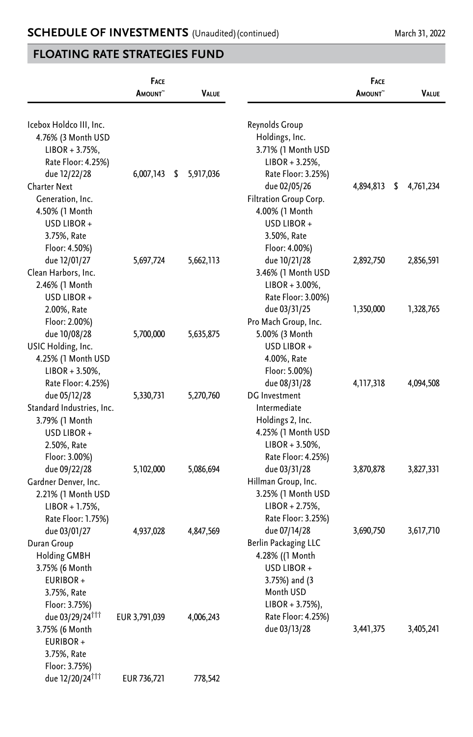## SCHEDULE OF INVESTMENTS (Unaudited) (continued)

March 31, 2022

## FLOATING RATE STRATEGIES FUND

| | Face Amount~ | Value |
|---|---|---|
| Icebox Holdco III, Inc. 4.76% (3 Month USD LIBOR + 3.75%, Rate Floor: 4.25%) due 12/22/28 | 6,007,143 | $ 5,917,036 |
| Charter Next Generation, Inc. 4.50% (1 Month USD LIBOR + 3.75%, Rate Floor: 4.50%) due 12/01/27 | 5,697,724 | 5,662,113 |
| Clean Harbors, Inc. 2.46% (1 Month USD LIBOR + 2.00%, Rate Floor: 2.00%) due 10/08/28 | 5,700,000 | 5,635,875 |
| USIC Holding, Inc. 4.25% (1 Month USD LIBOR + 3.50%, Rate Floor: 4.25%) due 05/12/28 | 5,330,731 | 5,270,760 |
| Standard Industries, Inc. 3.79% (1 Month USD LIBOR + 2.50%, Rate Floor: 3.00%) due 09/22/28 | 5,102,000 | 5,086,694 |
| Gardner Denver, Inc. 2.21% (1 Month USD LIBOR + 1.75%, Rate Floor: 1.75%) due 03/01/27 | 4,937,028 | 4,847,569 |
| Duran Group Holding GMBH | | |
| 3.75% (6 Month EURIBOR + 3.75%, Rate Floor: 3.75%) due 03/29/24††† | EUR 3,791,039 | 4,006,243 |
| 3.75% (6 Month EURIBOR + 3.75%, Rate Floor: 3.75%) due 12/20/24††† | EUR 736,721 | 778,542 |
| Reynolds Group Holdings, Inc. 3.71% (1 Month USD LIBOR + 3.25%, Rate Floor: 3.25%) due 02/05/26 | 4,894,813 | $ 4,761,234 |
| Filtration Group Corp. | | |
| 4.00% (1 Month USD LIBOR + 3.50%, Rate Floor: 4.00%) due 10/21/28 | 2,892,750 | 2,856,591 |
| 3.46% (1 Month USD LIBOR + 3.00%, Rate Floor: 3.00%) due 03/31/25 | 1,350,000 | 1,328,765 |
| Pro Mach Group, Inc. 5.00% (3 Month USD LIBOR + 4.00%, Rate Floor: 5.00%) due 08/31/28 | 4,117,318 | 4,094,508 |
| DG Investment Intermediate Holdings 2, Inc. 4.25% (1 Month USD LIBOR + 3.50%, Rate Floor: 4.25%) due 03/31/28 | 3,870,878 | 3,827,331 |
| Hillman Group, Inc. 3.25% (1 Month USD LIBOR + 2.75%, Rate Floor: 3.25%) due 07/14/28 | 3,690,750 | 3,617,710 |
| Berlin Packaging LLC 4.28% ((1 Month USD LIBOR + 3.75%) and (3 Month USD LIBOR + 3.75%), Rate Floor: 4.25%) due 03/13/28 | 3,441,375 | 3,405,241 |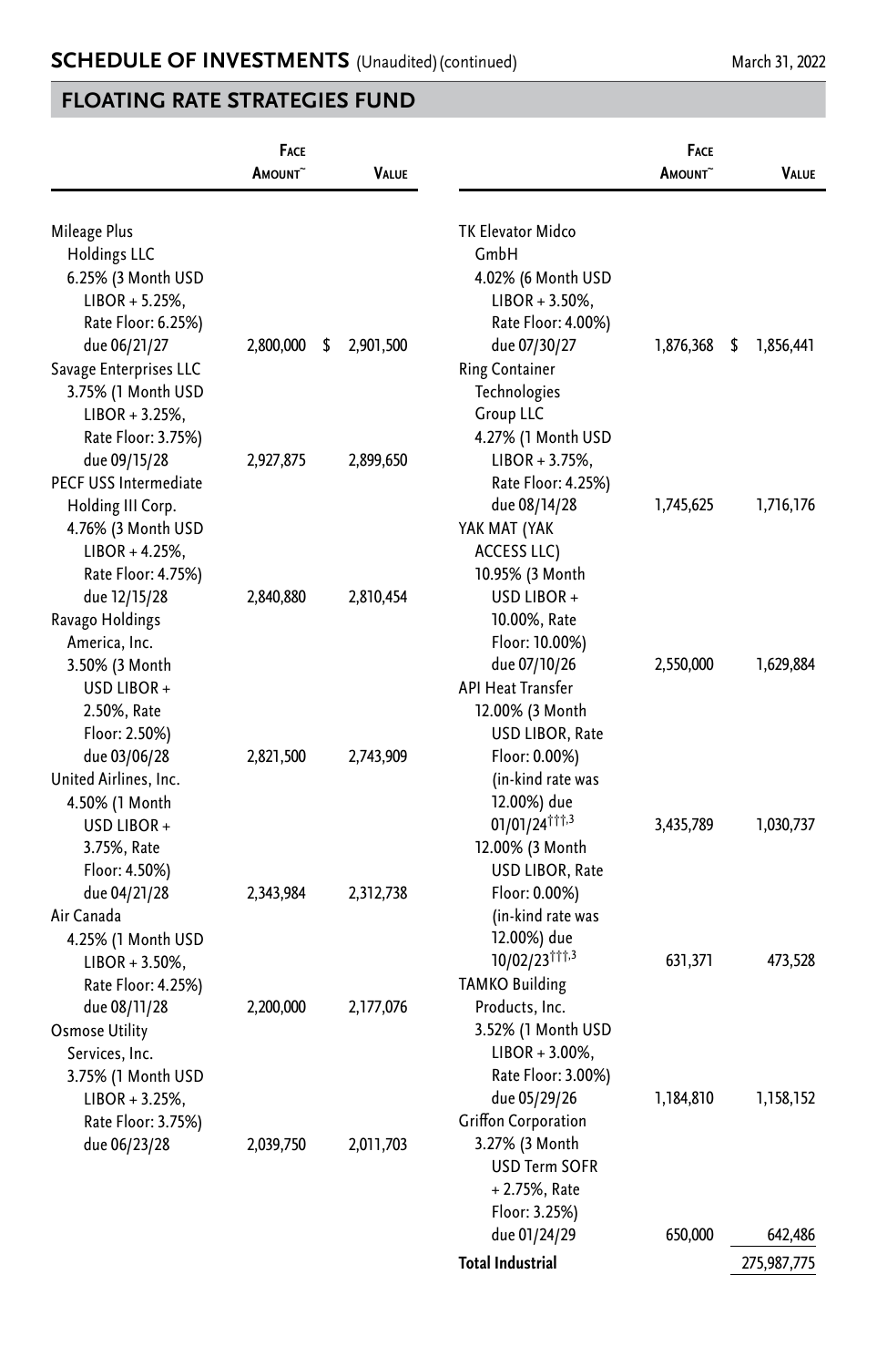## SCHEDULE OF INVESTMENTS (Unaudited) (continued)

March 31, 2022

## FLOATING RATE STRATEGIES FUND

| | Face Amount~ | Value |
|---|---|---|
| Mileage Plus Holdings LLC 6.25% (3 Month USD LIBOR + 5.25%, Rate Floor: 6.25%) due 06/21/27 | 2,800,000 | $ 2,901,500 |
| Savage Enterprises LLC 3.75% (1 Month USD LIBOR + 3.25%, Rate Floor: 3.75%) due 09/15/28 | 2,927,875 | 2,899,650 |
| PECF USS Intermediate Holding III Corp. 4.76% (3 Month USD LIBOR + 4.25%, Rate Floor: 4.75%) due 12/15/28 | 2,840,880 | 2,810,454 |
| Ravago Holdings America, Inc. 3.50% (3 Month USD LIBOR + 2.50%, Rate Floor: 2.50%) due 03/06/28 | 2,821,500 | 2,743,909 |
| United Airlines, Inc. 4.50% (1 Month USD LIBOR + 3.75%, Rate Floor: 4.50%) due 04/21/28 | 2,343,984 | 2,312,738 |
| Air Canada 4.25% (1 Month USD LIBOR + 3.50%, Rate Floor: 4.25%) due 08/11/28 | 2,200,000 | 2,177,076 |
| Osmose Utility Services, Inc. 3.75% (1 Month USD LIBOR + 3.25%, Rate Floor: 3.75%) due 06/23/28 | 2,039,750 | 2,011,703 |
| TK Elevator Midco GmbH 4.02% (6 Month USD LIBOR + 3.50%, Rate Floor: 4.00%) due 07/30/27 | 1,876,368 | $ 1,856,441 |
| Ring Container Technologies Group LLC 4.27% (1 Month USD LIBOR + 3.75%, Rate Floor: 4.25%) due 08/14/28 | 1,745,625 | 1,716,176 |
| YAK MAT (YAK ACCESS LLC) 10.95% (3 Month USD LIBOR + 10.00%, Rate Floor: 10.00%) due 07/10/26 | 2,550,000 | 1,629,884 |
| API Heat Transfer | | |
| 12.00% (3 Month USD LIBOR, Rate Floor: 0.00%) (in-kind rate was 12.00%) due 01/01/24†††,3 | 3,435,789 | 1,030,737 |
| 12.00% (3 Month USD LIBOR, Rate Floor: 0.00%) (in-kind rate was 12.00%) due 10/02/23†††,3 | 631,371 | 473,528 |
| TAMKO Building Products, Inc. 3.52% (1 Month USD LIBOR + 3.00%, Rate Floor: 3.00%) due 05/29/26 | 1,184,810 | 1,158,152 |
| Griffon Corporation 3.27% (3 Month USD Term SOFR + 2.75%, Rate Floor: 3.25%) due 01/24/29 | 650,000 | 642,486 |
| **Total Industrial** | | 275,987,775 |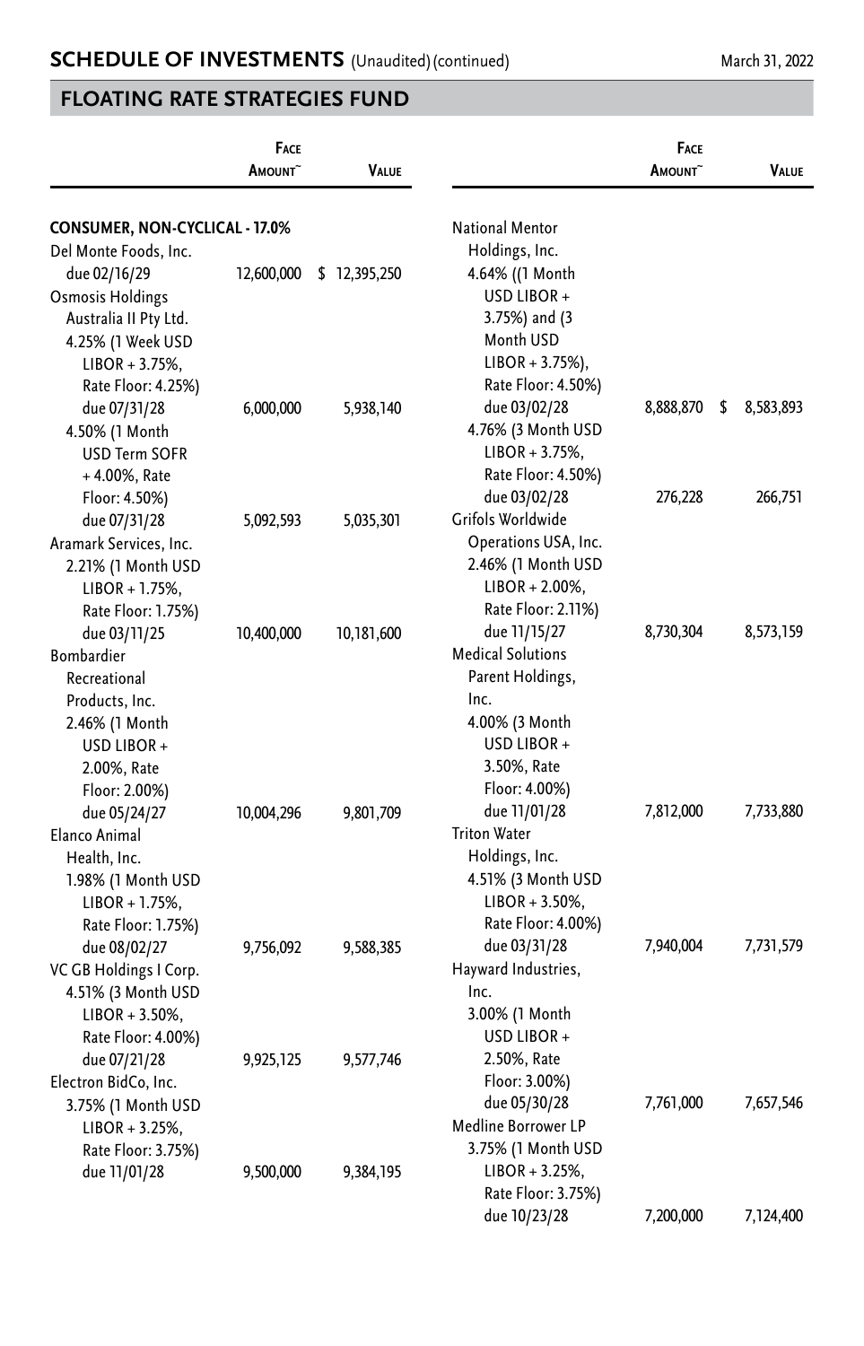## SCHEDULE OF INVESTMENTS (Unaudited) (continued)

March 31, 2022

## FLOATING RATE STRATEGIES FUND

| | Face Amount~ | Value |
|---|---|---|
| **CONSUMER, NON-CYCLICAL - 17.0%** | | |
| Del Monte Foods, Inc. due 02/16/29 | 12,600,000 | $ 12,395,250 |
| Osmosis Holdings Australia II Pty Ltd. | | |
| 4.25% (1 Week USD LIBOR + 3.75%, Rate Floor: 4.25%) due 07/31/28 | 6,000,000 | 5,938,140 |
| 4.50% (1 Month USD Term SOFR + 4.00%, Rate Floor: 4.50%) due 07/31/28 | 5,092,593 | 5,035,301 |
| Aramark Services, Inc. 2.21% (1 Month USD LIBOR + 1.75%, Rate Floor: 1.75%) due 03/11/25 | 10,400,000 | 10,181,600 |
| Bombardier Recreational Products, Inc. 2.46% (1 Month USD LIBOR + 2.00%, Rate Floor: 2.00%) due 05/24/27 | 10,004,296 | 9,801,709 |
| Elanco Animal Health, Inc. 1.98% (1 Month USD LIBOR + 1.75%, Rate Floor: 1.75%) due 08/02/27 | 9,756,092 | 9,588,385 |
| VC GB Holdings I Corp. 4.51% (3 Month USD LIBOR + 3.50%, Rate Floor: 4.00%) due 07/21/28 | 9,925,125 | 9,577,746 |
| Electron BidCo, Inc. 3.75% (1 Month USD LIBOR + 3.25%, Rate Floor: 3.75%) due 11/01/28 | 9,500,000 | 9,384,195 |
| National Mentor Holdings, Inc. | | |
| 4.64% ((1 Month USD LIBOR + 3.75%) and (3 Month USD LIBOR + 3.75%), Rate Floor: 4.50%) due 03/02/28 | 8,888,870 | $ 8,583,893 |
| 4.76% (3 Month USD LIBOR + 3.75%, Rate Floor: 4.50%) due 03/02/28 | 276,228 | 266,751 |
| Grifols Worldwide Operations USA, Inc. 2.46% (1 Month USD LIBOR + 2.00%, Rate Floor: 2.11%) due 11/15/27 | 8,730,304 | 8,573,159 |
| Medical Solutions Parent Holdings, Inc. 4.00% (3 Month USD LIBOR + 3.50%, Rate Floor: 4.00%) due 11/01/28 | 7,812,000 | 7,733,880 |
| Triton Water Holdings, Inc. 4.51% (3 Month USD LIBOR + 3.50%, Rate Floor: 4.00%) due 03/31/28 | 7,940,004 | 7,731,579 |
| Hayward Industries, Inc. 3.00% (1 Month USD LIBOR + 2.50%, Rate Floor: 3.00%) due 05/30/28 | 7,761,000 | 7,657,546 |
| Medline Borrower LP 3.75% (1 Month USD LIBOR + 3.25%, Rate Floor: 3.75%) due 10/23/28 | 7,200,000 | 7,124,400 |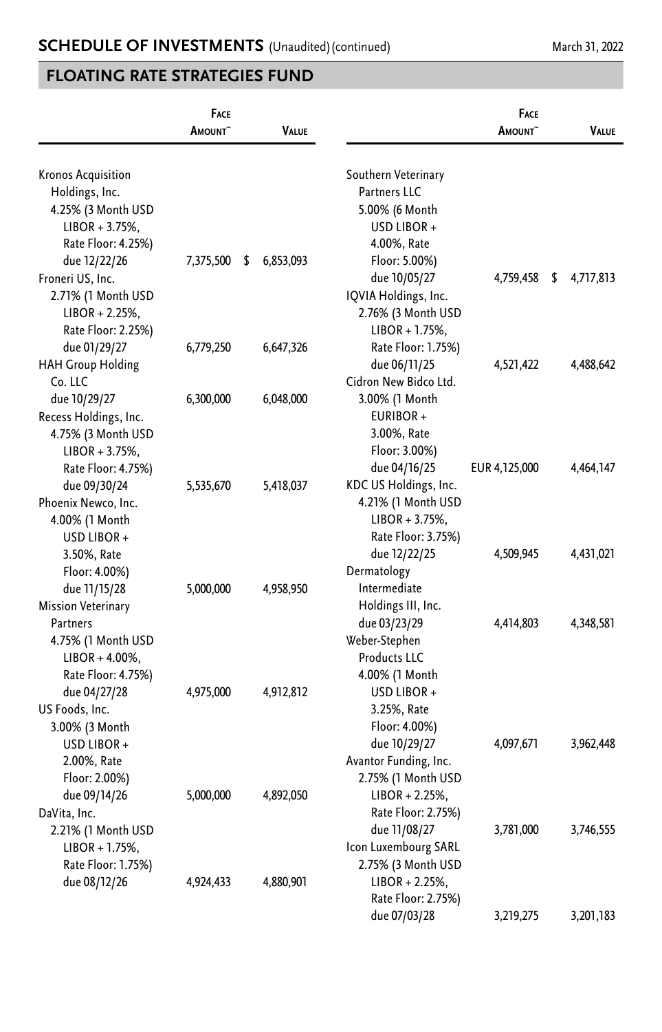## SCHEDULE OF INVESTMENTS (Unaudited) (continued)

March 31, 2022

## FLOATING RATE STRATEGIES FUND

| | Face Amount~ | Value |
|---|---|---|
| Kronos Acquisition Holdings, Inc. 4.25% (3 Month USD LIBOR + 3.75%, Rate Floor: 4.25%) due 12/22/26 | 7,375,500 | $ 6,853,093 |
| Froneri US, Inc. 2.71% (1 Month USD LIBOR + 2.25%, Rate Floor: 2.25%) due 01/29/27 | 6,779,250 | 6,647,326 |
| HAH Group Holding Co. LLC due 10/29/27 | 6,300,000 | 6,048,000 |
| Recess Holdings, Inc. 4.75% (3 Month USD LIBOR + 3.75%, Rate Floor: 4.75%) due 09/30/24 | 5,535,670 | 5,418,037 |
| Phoenix Newco, Inc. 4.00% (1 Month USD LIBOR + 3.50%, Rate Floor: 4.00%) due 11/15/28 | 5,000,000 | 4,958,950 |
| Mission Veterinary Partners 4.75% (1 Month USD LIBOR + 4.00%, Rate Floor: 4.75%) due 04/27/28 | 4,975,000 | 4,912,812 |
| US Foods, Inc. 3.00% (3 Month USD LIBOR + 2.00%, Rate Floor: 2.00%) due 09/14/26 | 5,000,000 | 4,892,050 |
| DaVita, Inc. 2.21% (1 Month USD LIBOR + 1.75%, Rate Floor: 1.75%) due 08/12/26 | 4,924,433 | 4,880,901 |
| Southern Veterinary Partners LLC 5.00% (6 Month USD LIBOR + 4.00%, Rate Floor: 5.00%) due 10/05/27 | 4,759,458 | $ 4,717,813 |
| IQVIA Holdings, Inc. 2.76% (3 Month USD LIBOR + 1.75%, Rate Floor: 1.75%) due 06/11/25 | 4,521,422 | 4,488,642 |
| Cidron New Bidco Ltd. 3.00% (1 Month EURIBOR + 3.00%, Rate Floor: 3.00%) due 04/16/25 | EUR 4,125,000 | 4,464,147 |
| KDC US Holdings, Inc. 4.21% (1 Month USD LIBOR + 3.75%, Rate Floor: 3.75%) due 12/22/25 | 4,509,945 | 4,431,021 |
| Dermatology Intermediate Holdings III, Inc. due 03/23/29 | 4,414,803 | 4,348,581 |
| Weber-Stephen Products LLC 4.00% (1 Month USD LIBOR + 3.25%, Rate Floor: 4.00%) due 10/29/27 | 4,097,671 | 3,962,448 |
| Avantor Funding, Inc. 2.75% (1 Month USD LIBOR + 2.25%, Rate Floor: 2.75%) due 11/08/27 | 3,781,000 | 3,746,555 |
| Icon Luxembourg SARL 2.75% (3 Month USD LIBOR + 2.25%, Rate Floor: 2.75%) due 07/03/28 | 3,219,275 | 3,201,183 |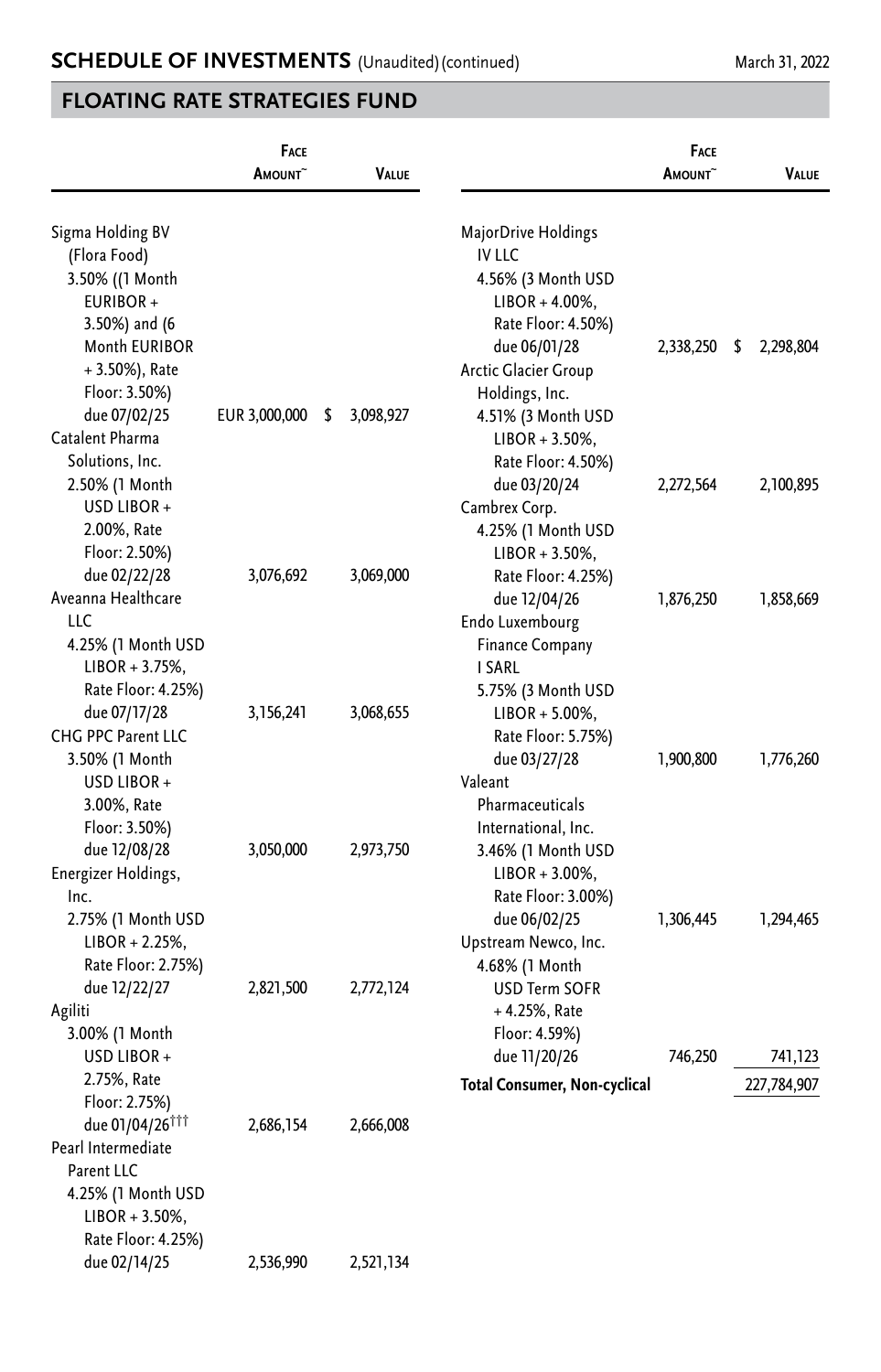## SCHEDULE OF INVESTMENTS (Unaudited) (continued)

## FLOATING RATE STRATEGIES FUND

| | Face Amount~ | Value |
|---|---|---|
| Sigma Holding BV (Flora Food) 3.50% ((1 Month EURIBOR + 3.50%) and (6 Month EURIBOR + 3.50%), Rate Floor: 3.50%) due 07/02/25 | EUR 3,000,000 | $ 3,098,927 |
| Catalent Pharma Solutions, Inc. 2.50% (1 Month USD LIBOR + 2.00%, Rate Floor: 2.50%) due 02/22/28 | 3,076,692 | 3,069,000 |
| Aveanna Healthcare LLC 4.25% (1 Month USD LIBOR + 3.75%, Rate Floor: 4.25%) due 07/17/28 | 3,156,241 | 3,068,655 |
| CHG PPC Parent LLC 3.50% (1 Month USD LIBOR + 3.00%, Rate Floor: 3.50%) due 12/08/28 | 3,050,000 | 2,973,750 |
| Energizer Holdings, Inc. 2.75% (1 Month USD LIBOR + 2.25%, Rate Floor: 2.75%) due 12/22/27 | 2,821,500 | 2,772,124 |
| Agiliti 3.00% (1 Month USD LIBOR + 2.75%, Rate Floor: 2.75%) due 01/04/26[†††] | 2,686,154 | 2,666,008 |
| Pearl Intermediate Parent LLC 4.25% (1 Month USD LIBOR + 3.50%, Rate Floor: 4.25%) due 02/14/25 | 2,536,990 | 2,521,134 |
| MajorDrive Holdings IV LLC 4.56% (3 Month USD LIBOR + 4.00%, Rate Floor: 4.50%) due 06/01/28 | 2,338,250 | $ 2,298,804 |
| Arctic Glacier Group Holdings, Inc. 4.51% (3 Month USD LIBOR + 3.50%, Rate Floor: 4.50%) due 03/20/24 | 2,272,564 | 2,100,895 |
| Cambrex Corp. 4.25% (1 Month USD LIBOR + 3.50%, Rate Floor: 4.25%) due 12/04/26 | 1,876,250 | 1,858,669 |
| Endo Luxembourg Finance Company I SARL 5.75% (3 Month USD LIBOR + 5.00%, Rate Floor: 5.75%) due 03/27/28 | 1,900,800 | 1,776,260 |
| Valeant Pharmaceuticals International, Inc. 3.46% (1 Month USD LIBOR + 3.00%, Rate Floor: 3.00%) due 06/02/25 | 1,306,445 | 1,294,465 |
| Upstream Newco, Inc. 4.68% (1 Month USD Term SOFR + 4.25%, Rate Floor: 4.59%) due 11/20/26 | 746,250 | 741,123 |
| **Total Consumer, Non-cyclical** | | 227,784,907 |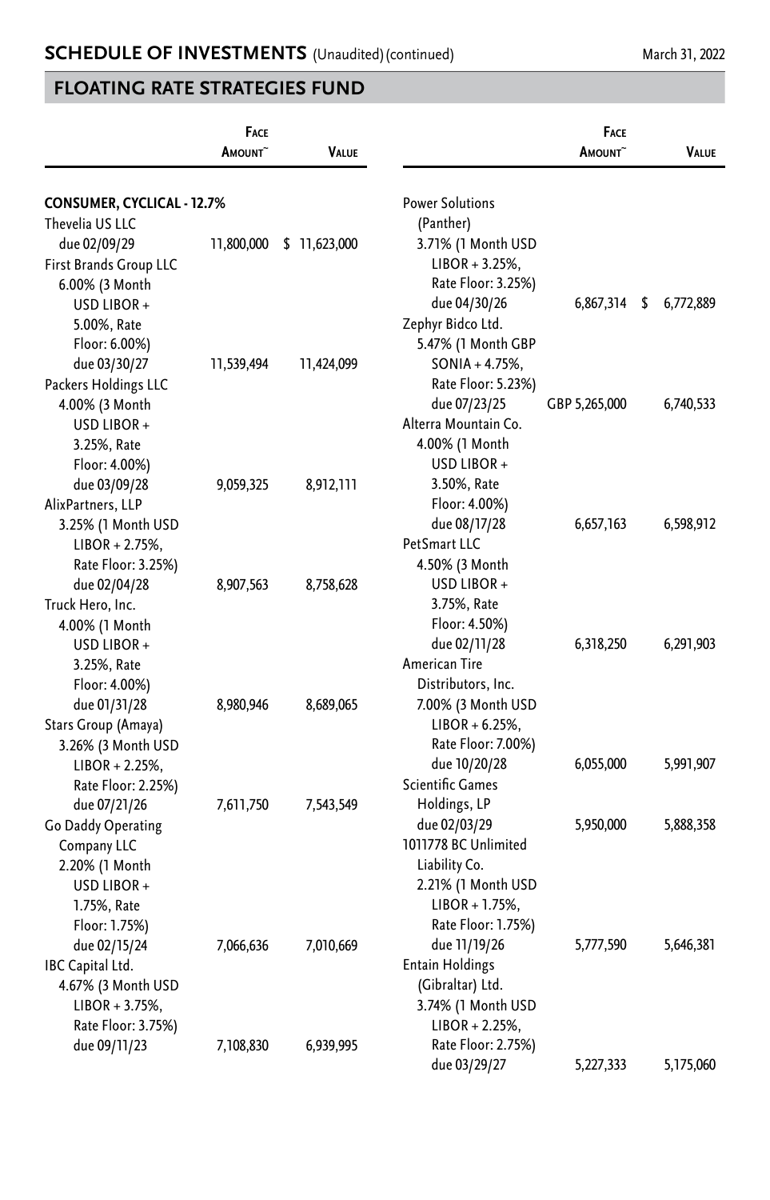## SCHEDULE OF INVESTMENTS (Unaudited)(continued)

March 31, 2022

## FLOATING RATE STRATEGIES FUND

| | Face Amount~ | Value |
|---|---|---|
| **CONSUMER, CYCLICAL - 12.7%** | | |
| Thevelia US LLC due 02/09/29 | 11,800,000 | $ 11,623,000 |
| First Brands Group LLC 6.00% (3 Month USD LIBOR + 5.00%, Rate Floor: 6.00%) due 03/30/27 | 11,539,494 | 11,424,099 |
| Packers Holdings LLC 4.00% (3 Month USD LIBOR + 3.25%, Rate Floor: 4.00%) due 03/09/28 | 9,059,325 | 8,912,111 |
| AlixPartners, LLP 3.25% (1 Month USD LIBOR + 2.75%, Rate Floor: 3.25%) due 02/04/28 | 8,907,563 | 8,758,628 |
| Truck Hero, Inc. 4.00% (1 Month USD LIBOR + 3.25%, Rate Floor: 4.00%) due 01/31/28 | 8,980,946 | 8,689,065 |
| Stars Group (Amaya) 3.26% (3 Month USD LIBOR + 2.25%, Rate Floor: 2.25%) due 07/21/26 | 7,611,750 | 7,543,549 |
| Go Daddy Operating Company LLC 2.20% (1 Month USD LIBOR + 1.75%, Rate Floor: 1.75%) due 02/15/24 | 7,066,636 | 7,010,669 |
| IBC Capital Ltd. 4.67% (3 Month USD LIBOR + 3.75%, Rate Floor: 3.75%) due 09/11/23 | 7,108,830 | 6,939,995 |
| Power Solutions (Panther) 3.71% (1 Month USD LIBOR + 3.25%, Rate Floor: 3.25%) due 04/30/26 | 6,867,314 | $ 6,772,889 |
| Zephyr Bidco Ltd. 5.47% (1 Month GBP SONIA + 4.75%, Rate Floor: 5.23%) due 07/23/25 | GBP 5,265,000 | 6,740,533 |
| Alterra Mountain Co. 4.00% (1 Month USD LIBOR + 3.50%, Rate Floor: 4.00%) due 08/17/28 | 6,657,163 | 6,598,912 |
| PetSmart LLC 4.50% (3 Month USD LIBOR + 3.75%, Rate Floor: 4.50%) due 02/11/28 | 6,318,250 | 6,291,903 |
| American Tire Distributors, Inc. 7.00% (3 Month USD LIBOR + 6.25%, Rate Floor: 7.00%) due 10/20/28 | 6,055,000 | 5,991,907 |
| Scientific Games Holdings, LP due 02/03/29 | 5,950,000 | 5,888,358 |
| 1011778 BC Unlimited Liability Co. 2.21% (1 Month USD LIBOR + 1.75%, Rate Floor: 1.75%) due 11/19/26 | 5,777,590 | 5,646,381 |
| Entain Holdings (Gibraltar) Ltd. 3.74% (1 Month USD LIBOR + 2.25%, Rate Floor: 2.75%) due 03/29/27 | 5,227,333 | 5,175,060 |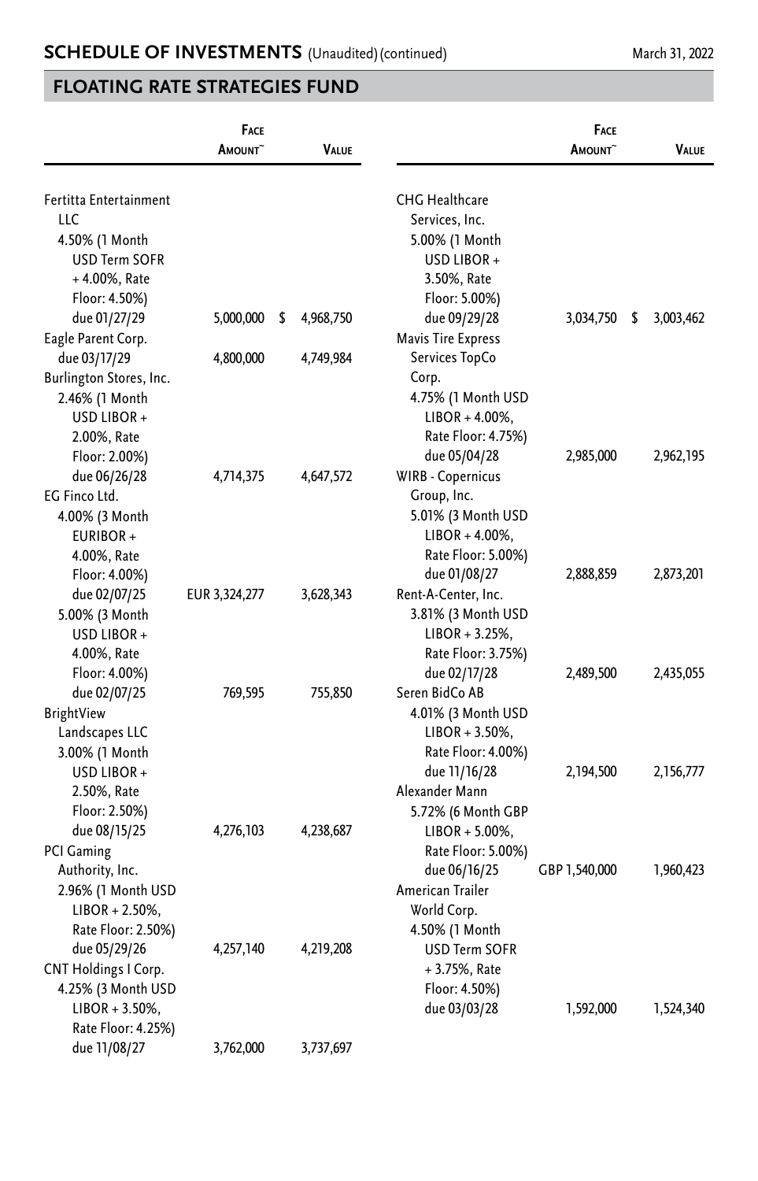## SCHEDULE OF INVESTMENTS (Unaudited) (continued)

March 31, 2022

## FLOATING RATE STRATEGIES FUND

| | Face Amount~ | Value |
|---|---|---|
| Fertitta Entertainment LLC | | |
| 4.50% (1 Month USD Term SOFR + 4.00%, Rate Floor: 4.50%) due 01/27/29 | 5,000,000 | $ 4,968,750 |
| Eagle Parent Corp. | | |
| due 03/17/29 | 4,800,000 | 4,749,984 |
| Burlington Stores, Inc. | | |
| 2.46% (1 Month USD LIBOR + 2.00%, Rate Floor: 2.00%) due 06/26/28 | 4,714,375 | 4,647,572 |
| EG Finco Ltd. | | |
| 4.00% (3 Month EURIBOR + 4.00%, Rate Floor: 4.00%) due 02/07/25 | EUR 3,324,277 | 3,628,343 |
| 5.00% (3 Month USD LIBOR + 4.00%, Rate Floor: 4.00%) due 02/07/25 | 769,595 | 755,850 |
| BrightView Landscapes LLC | | |
| 3.00% (1 Month USD LIBOR + 2.50%, Rate Floor: 2.50%) due 08/15/25 | 4,276,103 | 4,238,687 |
| PCI Gaming Authority, Inc. | | |
| 2.96% (1 Month USD LIBOR + 2.50%, Rate Floor: 2.50%) due 05/29/26 | 4,257,140 | 4,219,208 |
| CNT Holdings I Corp. | | |
| 4.25% (3 Month USD LIBOR + 3.50%, Rate Floor: 4.25%) due 11/08/27 | 3,762,000 | 3,737,697 |
| CHG Healthcare Services, Inc. | | |
| 5.00% (1 Month USD LIBOR + 3.50%, Rate Floor: 5.00%) due 09/29/28 | 3,034,750 | $ 3,003,462 |
| Mavis Tire Express Services TopCo Corp. | | |
| 4.75% (1 Month USD LIBOR + 4.00%, Rate Floor: 4.75%) due 05/04/28 | 2,985,000 | 2,962,195 |
| WIRB - Copernicus Group, Inc. | | |
| 5.01% (3 Month USD LIBOR + 4.00%, Rate Floor: 5.00%) due 01/08/27 | 2,888,859 | 2,873,201 |
| Rent-A-Center, Inc. | | |
| 3.81% (3 Month USD LIBOR + 3.25%, Rate Floor: 3.75%) due 02/17/28 | 2,489,500 | 2,435,055 |
| Seren BidCo AB | | |
| 4.01% (3 Month USD LIBOR + 3.50%, Rate Floor: 4.00%) due 11/16/28 | 2,194,500 | 2,156,777 |
| Alexander Mann | | |
| 5.72% (6 Month GBP LIBOR + 5.00%, Rate Floor: 5.00%) due 06/16/25 | GBP 1,540,000 | 1,960,423 |
| American Trailer World Corp. | | |
| 4.50% (1 Month USD Term SOFR + 3.75%, Rate Floor: 4.50%) due 03/03/28 | 1,592,000 | 1,524,340 |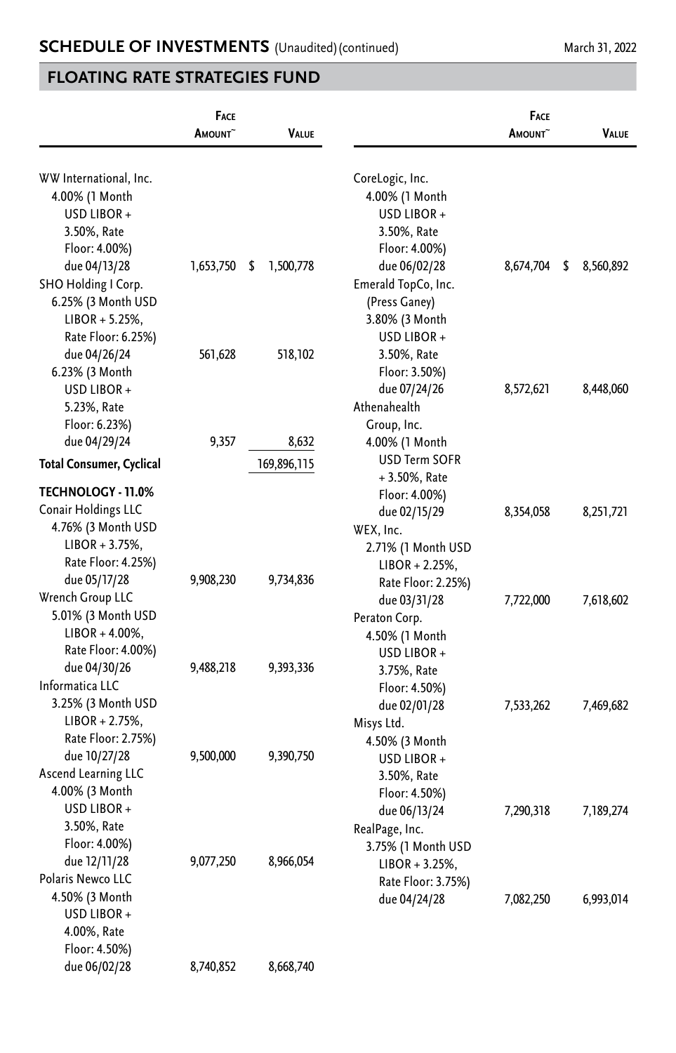## SCHEDULE OF INVESTMENTS (Unaudited) (continued)

March 31, 2022

## FLOATING RATE STRATEGIES FUND

| | Face Amount~ | Value |
|---|---|---|
| WW International, Inc. | | |
| 4.00% (1 Month USD LIBOR + 3.50%, Rate Floor: 4.00%) due 04/13/28 | 1,653,750 | $ 1,500,778 |
| SHO Holding I Corp. | | |
| 6.25% (3 Month USD LIBOR + 5.25%, Rate Floor: 6.25%) due 04/26/24 | 561,628 | 518,102 |
| 6.23% (3 Month USD LIBOR + 5.23%, Rate Floor: 6.23%) due 04/29/24 | 9,357 | 8,632 |
| **Total Consumer, Cyclical** | | 169,896,115 |
| **TECHNOLOGY - 11.0%** | | |
| Conair Holdings LLC | | |
| 4.76% (3 Month USD LIBOR + 3.75%, Rate Floor: 4.25%) due 05/17/28 | 9,908,230 | 9,734,836 |
| Wrench Group LLC | | |
| 5.01% (3 Month USD LIBOR + 4.00%, Rate Floor: 4.00%) due 04/30/26 | 9,488,218 | 9,393,336 |
| Informatica LLC | | |
| 3.25% (3 Month USD LIBOR + 2.75%, Rate Floor: 2.75%) due 10/27/28 | 9,500,000 | 9,390,750 |
| Ascend Learning LLC | | |
| 4.00% (3 Month USD LIBOR + 3.50%, Rate Floor: 4.00%) due 12/11/28 | 9,077,250 | 8,966,054 |
| Polaris Newco LLC | | |
| 4.50% (3 Month USD LIBOR + 4.00%, Rate Floor: 4.50%) due 06/02/28 | 8,740,852 | 8,668,740 |
| CoreLogic, Inc. | | |
| 4.00% (1 Month USD LIBOR + 3.50%, Rate Floor: 4.00%) due 06/02/28 | 8,674,704 | $ 8,560,892 |
| Emerald TopCo, Inc. (Press Ganey) | | |
| 3.80% (3 Month USD LIBOR + 3.50%, Rate Floor: 3.50%) due 07/24/26 | 8,572,621 | 8,448,060 |
| Athenahealth Group, Inc. | | |
| 4.00% (1 Month USD Term SOFR + 3.50%, Rate Floor: 4.00%) due 02/15/29 | 8,354,058 | 8,251,721 |
| WEX, Inc. | | |
| 2.71% (1 Month USD LIBOR + 2.25%, Rate Floor: 2.25%) due 03/31/28 | 7,722,000 | 7,618,602 |
| Peraton Corp. | | |
| 4.50% (1 Month USD LIBOR + 3.75%, Rate Floor: 4.50%) due 02/01/28 | 7,533,262 | 7,469,682 |
| Misys Ltd. | | |
| 4.50% (3 Month USD LIBOR + 3.50%, Rate Floor: 4.50%) due 06/13/24 | 7,290,318 | 7,189,274 |
| RealPage, Inc. | | |
| 3.75% (1 Month USD LIBOR + 3.25%, Rate Floor: 3.75%) due 04/24/28 | 7,082,250 | 6,993,014 |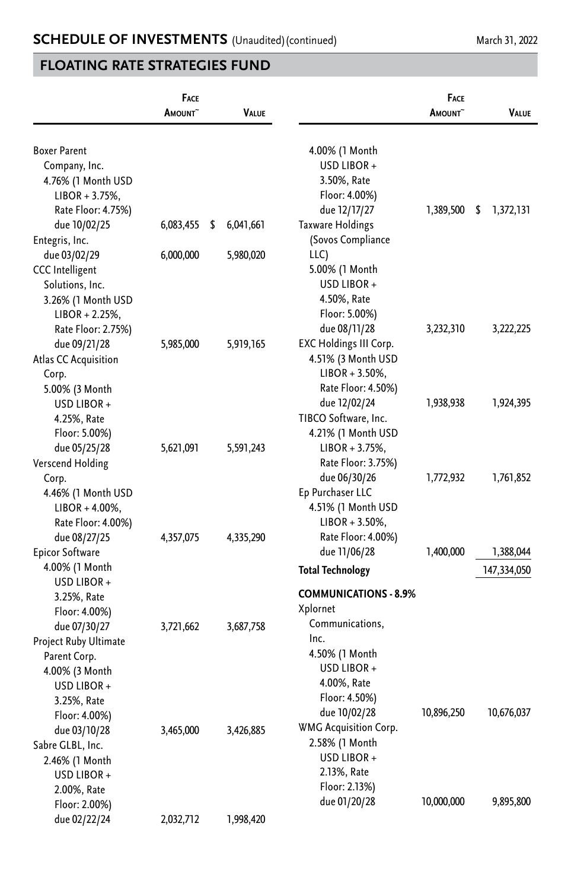## SCHEDULE OF INVESTMENTS (Unaudited) (continued)

March 31, 2022

## FLOATING RATE STRATEGIES FUND

| | Face Amount~ | Value |
|---|---|---|
| Boxer Parent Company, Inc. 4.76% (1 Month USD LIBOR + 3.75%, Rate Floor: 4.75%) due 10/02/25 | 6,083,455 | $ 6,041,661 |
| Entegris, Inc. due 03/02/29 | 6,000,000 | 5,980,020 |
| CCC Intelligent Solutions, Inc. 3.26% (1 Month USD LIBOR + 2.25%, Rate Floor: 2.75%) due 09/21/28 | 5,985,000 | 5,919,165 |
| Atlas CC Acquisition Corp. 5.00% (3 Month USD LIBOR + 4.25%, Rate Floor: 5.00%) due 05/25/28 | 5,621,091 | 5,591,243 |
| Verscend Holding Corp. 4.46% (1 Month USD LIBOR + 4.00%, Rate Floor: 4.00%) due 08/27/25 | 4,357,075 | 4,335,290 |
| Epicor Software 4.00% (1 Month USD LIBOR + 3.25%, Rate Floor: 4.00%) due 07/30/27 | 3,721,662 | 3,687,758 |
| Project Ruby Ultimate Parent Corp. 4.00% (3 Month USD LIBOR + 3.25%, Rate Floor: 4.00%) due 03/10/28 | 3,465,000 | 3,426,885 |
| Sabre GLBL, Inc. 2.46% (1 Month USD LIBOR + 2.00%, Rate Floor: 2.00%) due 02/22/24 | 2,032,712 | 1,998,420 |
| 4.00% (1 Month USD LIBOR + 3.50%, Rate Floor: 4.00%) due 12/17/27 | 1,389,500 | $ 1,372,131 |
| Taxware Holdings (Sovos Compliance LLC) 5.00% (1 Month USD LIBOR + 4.50%, Rate Floor: 5.00%) due 08/11/28 | 3,232,310 | 3,222,225 |
| EXC Holdings III Corp. 4.51% (3 Month USD LIBOR + 3.50%, Rate Floor: 4.50%) due 12/02/24 | 1,938,938 | 1,924,395 |
| TIBCO Software, Inc. 4.21% (1 Month USD LIBOR + 3.75%, Rate Floor: 3.75%) due 06/30/26 | 1,772,932 | 1,761,852 |
| Ep Purchaser LLC 4.51% (1 Month USD LIBOR + 3.50%, Rate Floor: 4.00%) due 11/06/28 | 1,400,000 | 1,388,044 |
| **Total Technology** | | 147,334,050 |
| **COMMUNICATIONS - 8.9%** | | |
| Xplornet Communications, Inc. 4.50% (1 Month USD LIBOR + 4.00%, Rate Floor: 4.50%) due 10/02/28 | 10,896,250 | 10,676,037 |
| WMG Acquisition Corp. 2.58% (1 Month USD LIBOR + 2.13%, Rate Floor: 2.13%) due 01/20/28 | 10,000,000 | 9,895,800 |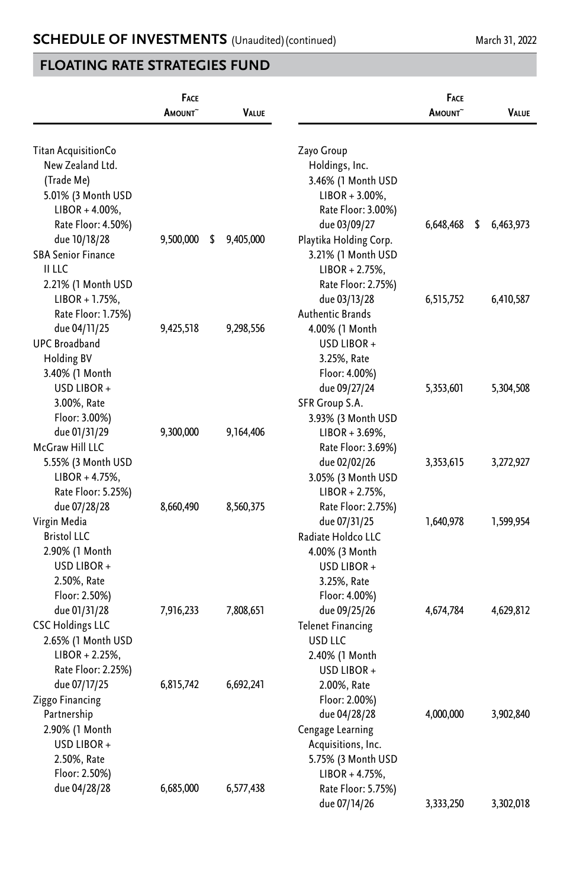## SCHEDULE OF INVESTMENTS (Unaudited) (continued)

March 31, 2022

## FLOATING RATE STRATEGIES FUND

| | Face Amount~ | Value |
|---|---|---|
| Titan AcquisitionCo New Zealand Ltd. (Trade Me) 5.01% (3 Month USD LIBOR + 4.00%, Rate Floor: 4.50%) due 10/18/28 | 9,500,000 | $ 9,405,000 |
| SBA Senior Finance II LLC 2.21% (1 Month USD LIBOR + 1.75%, Rate Floor: 1.75%) due 04/11/25 | 9,425,518 | 9,298,556 |
| UPC Broadband Holding BV 3.40% (1 Month USD LIBOR + 3.00%, Rate Floor: 3.00%) due 01/31/29 | 9,300,000 | 9,164,406 |
| McGraw Hill LLC 5.55% (3 Month USD LIBOR + 4.75%, Rate Floor: 5.25%) due 07/28/28 | 8,660,490 | 8,560,375 |
| Virgin Media Bristol LLC 2.90% (1 Month USD LIBOR + 2.50%, Rate Floor: 2.50%) due 01/31/28 | 7,916,233 | 7,808,651 |
| CSC Holdings LLC 2.65% (1 Month USD LIBOR + 2.25%, Rate Floor: 2.25%) due 07/17/25 | 6,815,742 | 6,692,241 |
| Ziggo Financing Partnership 2.90% (1 Month USD LIBOR + 2.50%, Rate Floor: 2.50%) due 04/28/28 | 6,685,000 | 6,577,438 |
| Zayo Group Holdings, Inc. 3.46% (1 Month USD LIBOR + 3.00%, Rate Floor: 3.00%) due 03/09/27 | 6,648,468 | $ 6,463,973 |
| Playtika Holding Corp. 3.21% (1 Month USD LIBOR + 2.75%, Rate Floor: 2.75%) due 03/13/28 | 6,515,752 | 6,410,587 |
| Authentic Brands 4.00% (1 Month USD LIBOR + 3.25%, Rate Floor: 4.00%) due 09/27/24 | 5,353,601 | 5,304,508 |
| SFR Group S.A. | | |
| 3.93% (3 Month USD LIBOR + 3.69%, Rate Floor: 3.69%) due 02/02/26 | 3,353,615 | 3,272,927 |
| 3.05% (3 Month USD LIBOR + 2.75%, Rate Floor: 2.75%) due 07/31/25 | 1,640,978 | 1,599,954 |
| Radiate Holdco LLC 4.00% (3 Month USD LIBOR + 3.25%, Rate Floor: 4.00%) due 09/25/26 | 4,674,784 | 4,629,812 |
| Telenet Financing USD LLC 2.40% (1 Month USD LIBOR + 2.00%, Rate Floor: 2.00%) due 04/28/28 | 4,000,000 | 3,902,840 |
| Cengage Learning Acquisitions, Inc. 5.75% (3 Month USD LIBOR + 4.75%, Rate Floor: 5.75%) due 07/14/26 | 3,333,250 | 3,302,018 |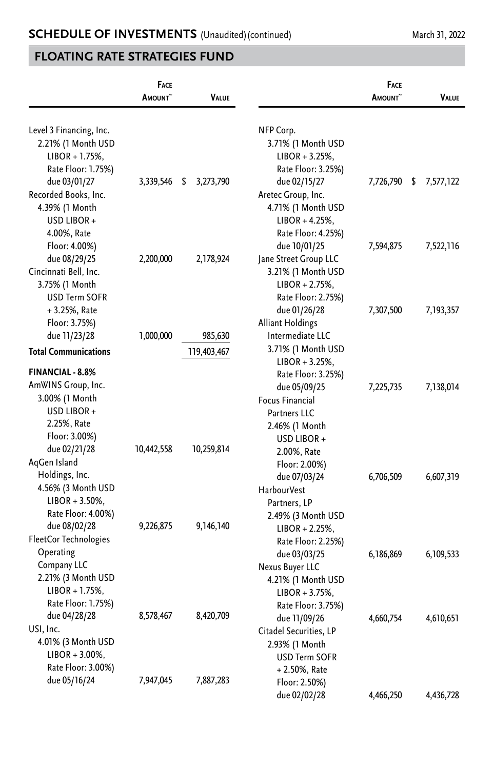## SCHEDULE OF INVESTMENTS (Unaudited) (continued)

March 31, 2022

## FLOATING RATE STRATEGIES FUND

| | Face Amount~ | Value |
|---|---|---|
| Level 3 Financing, Inc. 2.21% (1 Month USD LIBOR + 1.75%, Rate Floor: 1.75%) due 03/01/27 | 3,339,546 | $ 3,273,790 |
| Recorded Books, Inc. 4.39% (1 Month USD LIBOR + 4.00%, Rate Floor: 4.00%) due 08/29/25 | 2,200,000 | 2,178,924 |
| Cincinnati Bell, Inc. 3.75% (1 Month USD Term SOFR + 3.25%, Rate Floor: 3.75%) due 11/23/28 | 1,000,000 | 985,630 |
| **Total Communications** | | 119,403,467 |
| **FINANCIAL - 8.8%** | | |
| AmWINS Group, Inc. 3.00% (1 Month USD LIBOR + 2.25%, Rate Floor: 3.00%) due 02/21/28 | 10,442,558 | 10,259,814 |
| AqGen Island Holdings, Inc. 4.56% (3 Month USD LIBOR + 3.50%, Rate Floor: 4.00%) due 08/02/28 | 9,226,875 | 9,146,140 |
| FleetCor Technologies Operating Company LLC 2.21% (3 Month USD LIBOR + 1.75%, Rate Floor: 1.75%) due 04/28/28 | 8,578,467 | 8,420,709 |
| USI, Inc. 4.01% (3 Month USD LIBOR + 3.00%, Rate Floor: 3.00%) due 05/16/24 | 7,947,045 | 7,887,283 |
| NFP Corp. 3.71% (1 Month USD LIBOR + 3.25%, Rate Floor: 3.25%) due 02/15/27 | 7,726,790 | $ 7,577,122 |
| Aretec Group, Inc. 4.71% (1 Month USD LIBOR + 4.25%, Rate Floor: 4.25%) due 10/01/25 | 7,594,875 | 7,522,116 |
| Jane Street Group LLC 3.21% (1 Month USD LIBOR + 2.75%, Rate Floor: 2.75%) due 01/26/28 | 7,307,500 | 7,193,357 |
| Alliant Holdings Intermediate LLC 3.71% (1 Month USD LIBOR + 3.25%, Rate Floor: 3.25%) due 05/09/25 | 7,225,735 | 7,138,014 |
| Focus Financial Partners LLC 2.46% (1 Month USD LIBOR + 2.00%, Rate Floor: 2.00%) due 07/03/24 | 6,706,509 | 6,607,319 |
| HarbourVest Partners, LP 2.49% (3 Month USD LIBOR + 2.25%, Rate Floor: 2.25%) due 03/03/25 | 6,186,869 | 6,109,533 |
| Nexus Buyer LLC 4.21% (1 Month USD LIBOR + 3.75%, Rate Floor: 3.75%) due 11/09/26 | 4,660,754 | 4,610,651 |
| Citadel Securities, LP 2.93% (1 Month USD Term SOFR + 2.50%, Rate Floor: 2.50%) due 02/02/28 | 4,466,250 | 4,436,728 |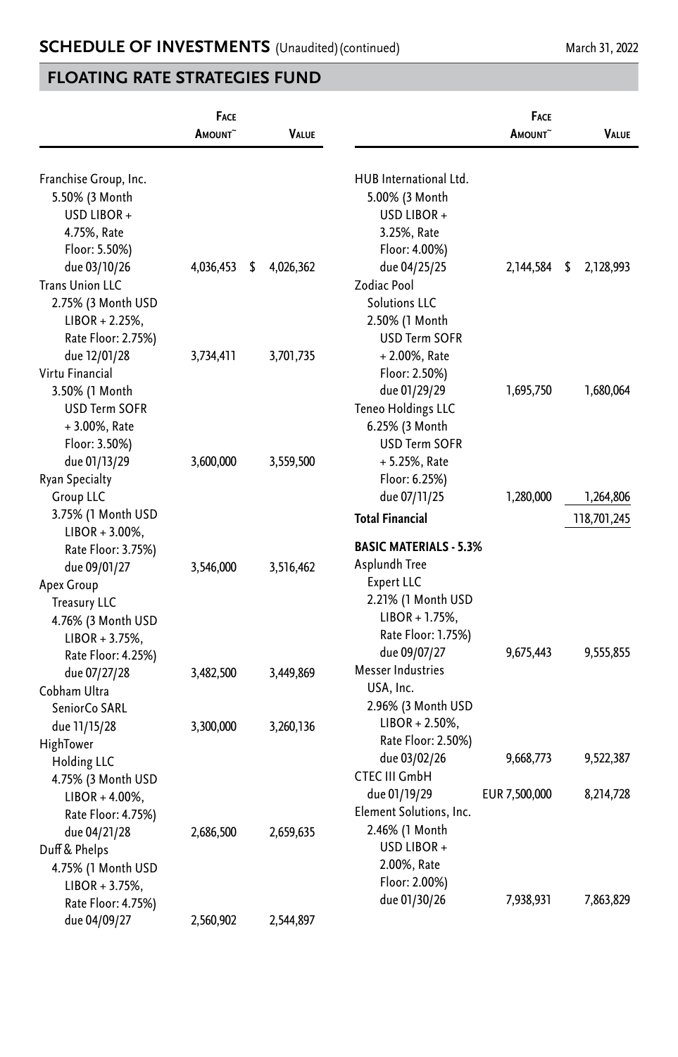## SCHEDULE OF INVESTMENTS (Unaudited)(continued)

March 31, 2022

## FLOATING RATE STRATEGIES FUND

| | Face Amount~ | Value |
|---|---|---|
| Franchise Group, Inc. 5.50% (3 Month USD LIBOR + 4.75%, Rate Floor: 5.50%) due 03/10/26 | 4,036,453 | $ 4,026,362 |
| Trans Union LLC 2.75% (3 Month USD LIBOR + 2.25%, Rate Floor: 2.75%) due 12/01/28 | 3,734,411 | 3,701,735 |
| Virtu Financial 3.50% (1 Month USD Term SOFR + 3.00%, Rate Floor: 3.50%) due 01/13/29 | 3,600,000 | 3,559,500 |
| Ryan Specialty Group LLC 3.75% (1 Month USD LIBOR + 3.00%, Rate Floor: 3.75%) due 09/01/27 | 3,546,000 | 3,516,462 |
| Apex Group Treasury LLC 4.76% (3 Month USD LIBOR + 3.75%, Rate Floor: 4.25%) due 07/27/28 | 3,482,500 | 3,449,869 |
| Cobham Ultra SeniorCo SARL due 11/15/28 | 3,300,000 | 3,260,136 |
| HighTower Holding LLC 4.75% (3 Month USD LIBOR + 4.00%, Rate Floor: 4.75%) due 04/21/28 | 2,686,500 | 2,659,635 |
| Duff & Phelps 4.75% (1 Month USD LIBOR + 3.75%, Rate Floor: 4.75%) due 04/09/27 | 2,560,902 | 2,544,897 |
| HUB International Ltd. 5.00% (3 Month USD LIBOR + 3.25%, Rate Floor: 4.00%) due 04/25/25 | 2,144,584 | $ 2,128,993 |
| Zodiac Pool Solutions LLC 2.50% (1 Month USD Term SOFR + 2.00%, Rate Floor: 2.50%) due 01/29/29 | 1,695,750 | 1,680,064 |
| Teneo Holdings LLC 6.25% (3 Month USD Term SOFR + 5.25%, Rate Floor: 6.25%) due 07/11/25 | 1,280,000 | 1,264,806 |
| **Total Financial** | | 118,701,245 |
| **BASIC MATERIALS - 5.3%** | | |
| Asplundh Tree Expert LLC 2.21% (1 Month USD LIBOR + 1.75%, Rate Floor: 1.75%) due 09/07/27 | 9,675,443 | 9,555,855 |
| Messer Industries USA, Inc. 2.96% (3 Month USD LIBOR + 2.50%, Rate Floor: 2.50%) due 03/02/26 | 9,668,773 | 9,522,387 |
| CTEC III GmbH due 01/19/29 | EUR 7,500,000 | 8,214,728 |
| Element Solutions, Inc. 2.46% (1 Month USD LIBOR + 2.00%, Rate Floor: 2.00%) due 01/30/26 | 7,938,931 | 7,863,829 |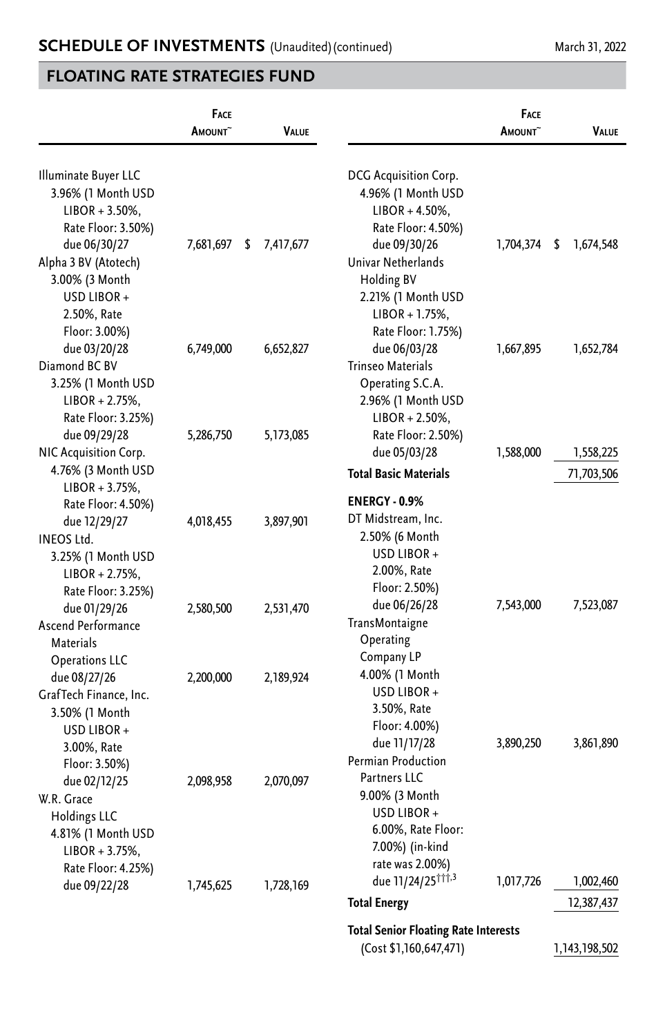## FLOATING RATE STRATEGIES FUND

| | Face Amount~ | Value |
|---|---|---|
| Illuminate Buyer LLC 3.96% (1 Month USD LIBOR + 3.50%, Rate Floor: 3.50%) due 06/30/27 | 7,681,697 | $ 7,417,677 |
| Alpha 3 BV (Atotech) 3.00% (3 Month USD LIBOR + 2.50%, Rate Floor: 3.00%) due 03/20/28 | 6,749,000 | 6,652,827 |
| Diamond BC BV 3.25% (1 Month USD LIBOR + 2.75%, Rate Floor: 3.25%) due 09/29/28 | 5,286,750 | 5,173,085 |
| NIC Acquisition Corp. 4.76% (3 Month USD LIBOR + 3.75%, Rate Floor: 4.50%) due 12/29/27 | 4,018,455 | 3,897,901 |
| INEOS Ltd. 3.25% (1 Month USD LIBOR + 2.75%, Rate Floor: 3.25%) due 01/29/26 | 2,580,500 | 2,531,470 |
| Ascend Performance Materials Operations LLC due 08/27/26 | 2,200,000 | 2,189,924 |
| GrafTech Finance, Inc. 3.50% (1 Month USD LIBOR + 3.00%, Rate Floor: 3.50%) due 02/12/25 | 2,098,958 | 2,070,097 |
| W.R. Grace Holdings LLC 4.81% (1 Month USD LIBOR + 3.75%, Rate Floor: 4.25%) due 09/22/28 | 1,745,625 | 1,728,169 |
| DCG Acquisition Corp. 4.96% (1 Month USD LIBOR + 4.50%, Rate Floor: 4.50%) due 09/30/26 | 1,704,374 | $ 1,674,548 |
| Univar Netherlands Holding BV 2.21% (1 Month USD LIBOR + 1.75%, Rate Floor: 1.75%) due 06/03/28 | 1,667,895 | 1,652,784 |
| Trinseo Materials Operating S.C.A. 2.96% (1 Month USD LIBOR + 2.50%, Rate Floor: 2.50%) due 05/03/28 | 1,588,000 | 1,558,225 |
| **Total Basic Materials** | | 71,703,506 |
| **ENERGY - 0.9%** | | |
| DT Midstream, Inc. 2.50% (6 Month USD LIBOR + 2.00%, Rate Floor: 2.50%) due 06/26/28 | 7,543,000 | 7,523,087 |
| TransMontaigne Operating Company LP 4.00% (1 Month USD LIBOR + 3.50%, Rate Floor: 4.00%) due 11/17/28 | 3,890,250 | 3,861,890 |
| Permian Production Partners LLC 9.00% (3 Month USD LIBOR + 6.00%, Rate Floor: 7.00%) (in-kind rate was 2.00%) due 11/24/25[†††,3] | 1,017,726 | 1,002,460 |
| **Total Energy** | | 12,387,437 |
| **Total Senior Floating Rate Interests** (Cost $1,160,647,471) | | 1,143,198,502 |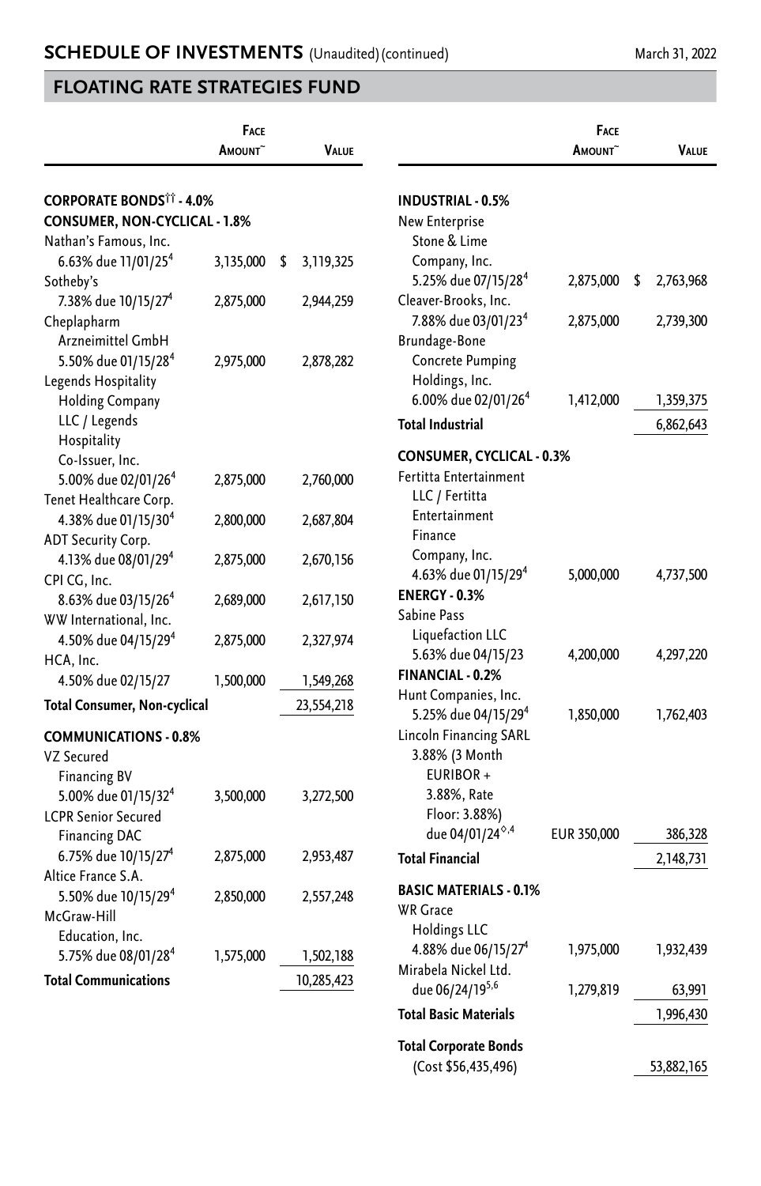## FLOATING RATE STRATEGIES FUND

| | Face Amount~ | Value |
|---|---|---|
| **CORPORATE BONDS†† - 4.0%** | | |
| **CONSUMER, NON-CYCLICAL - 1.8%** | | |
| Nathan's Famous, Inc. | | |
| 6.63% due 11/01/25[4] | 3,135,000 | $ 3,119,325 |
| Sotheby's | | |
| 7.38% due 10/15/27[4] | 2,875,000 | 2,944,259 |
| Cheplapharm Arzneimittel GmbH | | |
| 5.50% due 01/15/28[4] | 2,975,000 | 2,878,282 |
| Legends Hospitality Holding Company LLC / Legends Hospitality Co-Issuer, Inc. | | |
| 5.00% due 02/01/26[4] | 2,875,000 | 2,760,000 |
| Tenet Healthcare Corp. | | |
| 4.38% due 01/15/30[4] | 2,800,000 | 2,687,804 |
| ADT Security Corp. | | |
| 4.13% due 08/01/29[4] | 2,875,000 | 2,670,156 |
| CPI CG, Inc. | | |
| 8.63% due 03/15/26[4] | 2,689,000 | 2,617,150 |
| WW International, Inc. | | |
| 4.50% due 04/15/29[4] | 2,875,000 | 2,327,974 |
| HCA, Inc. | | |
| 4.50% due 02/15/27 | 1,500,000 | 1,549,268 |
| **Total Consumer, Non-cyclical** | | 23,554,218 |
| **COMMUNICATIONS - 0.8%** | | |
| VZ Secured Financing BV | | |
| 5.00% due 01/15/32[4] | 3,500,000 | 3,272,500 |
| LCPR Senior Secured Financing DAC | | |
| 6.75% due 10/15/27[4] | 2,875,000 | 2,953,487 |
| Altice France S.A. | | |
| 5.50% due 10/15/29[4] | 2,850,000 | 2,557,248 |
| McGraw-Hill Education, Inc. | | |
| 5.75% due 08/01/28[4] | 1,575,000 | 1,502,188 |
| **Total Communications** | | 10,285,423 |
| **INDUSTRIAL - 0.5%** | | |
| New Enterprise Stone & Lime Company, Inc. | | |
| 5.25% due 07/15/28[4] | 2,875,000 | $ 2,763,968 |
| Cleaver-Brooks, Inc. | | |
| 7.88% due 03/01/23[4] | 2,875,000 | 2,739,300 |
| Brundage-Bone Concrete Pumping Holdings, Inc. | | |
| 6.00% due 02/01/26[4] | 1,412,000 | 1,359,375 |
| **Total Industrial** | | 6,862,643 |
| **CONSUMER, CYCLICAL - 0.3%** | | |
| Fertitta Entertainment LLC / Fertitta Entertainment Finance Company, Inc. | | |
| 4.63% due 01/15/29[4] | 5,000,000 | 4,737,500 |
| **ENERGY - 0.3%** | | |
| Sabine Pass Liquefaction LLC | | |
| 5.63% due 04/15/23 | 4,200,000 | 4,297,220 |
| **FINANCIAL - 0.2%** | | |
| Hunt Companies, Inc. | | |
| 5.25% due 04/15/29[4] | 1,850,000 | 1,762,403 |
| Lincoln Financing SARL | | |
| 3.88% (3 Month EURIBOR + 3.88%, Rate Floor: 3.88%) due 04/01/24[◊,4] | EUR 350,000 | 386,328 |
| **Total Financial** | | 2,148,731 |
| **BASIC MATERIALS - 0.1%** | | |
| WR Grace Holdings LLC | | |
| 4.88% due 06/15/27[4] | 1,975,000 | 1,932,439 |
| Mirabela Nickel Ltd. | | |
| due 06/24/19[5,6] | 1,279,819 | 63,991 |
| **Total Basic Materials** | | 1,996,430 |
| **Total Corporate Bonds** (Cost $56,435,496) | | 53,882,165 |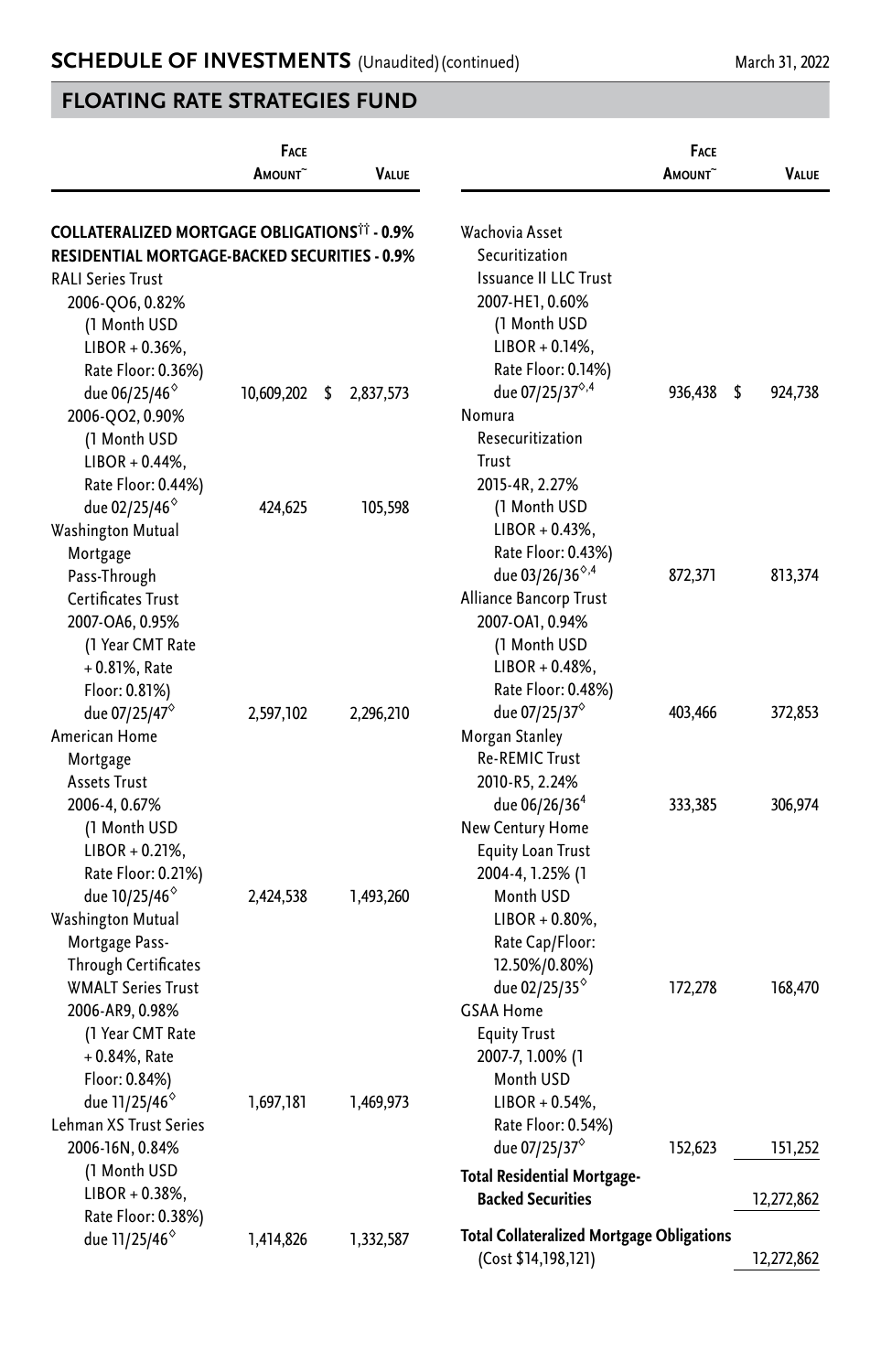## SCHEDULE OF INVESTMENTS (Unaudited) (continued)

March 31, 2022

## FLOATING RATE STRATEGIES FUND

| | Face Amount~ | Value |
|---|---|---|
| **COLLATERALIZED MORTGAGE OBLIGATIONS†† - 0.9%** | | |
| **RESIDENTIAL MORTGAGE-BACKED SECURITIES - 0.9%** | | |
| RALI Series Trust | | |
| 2006-QO6, 0.82% (1 Month USD LIBOR + 0.36%, Rate Floor: 0.36%) due 06/25/46◊ | 10,609,202 | $ 2,837,573 |
| 2006-QO2, 0.90% (1 Month USD LIBOR + 0.44%, Rate Floor: 0.44%) due 02/25/46◊ | 424,625 | 105,598 |
| Washington Mutual Mortgage Pass-Through Certificates Trust | | |
| 2007-OA6, 0.95% (1 Year CMT Rate + 0.81%, Rate Floor: 0.81%) due 07/25/47◊ | 2,597,102 | 2,296,210 |
| American Home Mortgage Assets Trust | | |
| 2006-4, 0.67% (1 Month USD LIBOR + 0.21%, Rate Floor: 0.21%) due 10/25/46◊ | 2,424,538 | 1,493,260 |
| Washington Mutual Mortgage Pass-Through Certificates WMALT Series Trust | | |
| 2006-AR9, 0.98% (1 Year CMT Rate + 0.84%, Rate Floor: 0.84%) due 11/25/46◊ | 1,697,181 | 1,469,973 |
| Lehman XS Trust Series | | |
| 2006-16N, 0.84% (1 Month USD LIBOR + 0.38%, Rate Floor: 0.38%) due 11/25/46◊ | 1,414,826 | 1,332,587 |
| Wachovia Asset Securitization Issuance II LLC Trust | | |
| 2007-HE1, 0.60% (1 Month USD LIBOR + 0.14%, Rate Floor: 0.14%) due 07/25/37◊,4 | 936,438 | $ 924,738 |
| Nomura Resecuritization Trust | | |
| 2015-4R, 2.27% (1 Month USD LIBOR + 0.43%, Rate Floor: 0.43%) due 03/26/36◊,4 | 872,371 | 813,374 |
| Alliance Bancorp Trust | | |
| 2007-OA1, 0.94% (1 Month USD LIBOR + 0.48%, Rate Floor: 0.48%) due 07/25/37◊ | 403,466 | 372,853 |
| Morgan Stanley Re-REMIC Trust | | |
| 2010-R5, 2.24% due 06/26/36[4] | 333,385 | 306,974 |
| New Century Home Equity Loan Trust | | |
| 2004-4, 1.25% (1 Month USD LIBOR + 0.80%, Rate Cap/Floor: 12.50%/0.80%) due 02/25/35◊ | 172,278 | 168,470 |
| GSAA Home Equity Trust | | |
| 2007-7, 1.00% (1 Month USD LIBOR + 0.54%, Rate Floor: 0.54%) due 07/25/37◊ | 152,623 | 151,252 |
| **Total Residential Mortgage-Backed Securities** | | 12,272,862 |
| **Total Collateralized Mortgage Obligations** (Cost $14,198,121) | | 12,272,862 |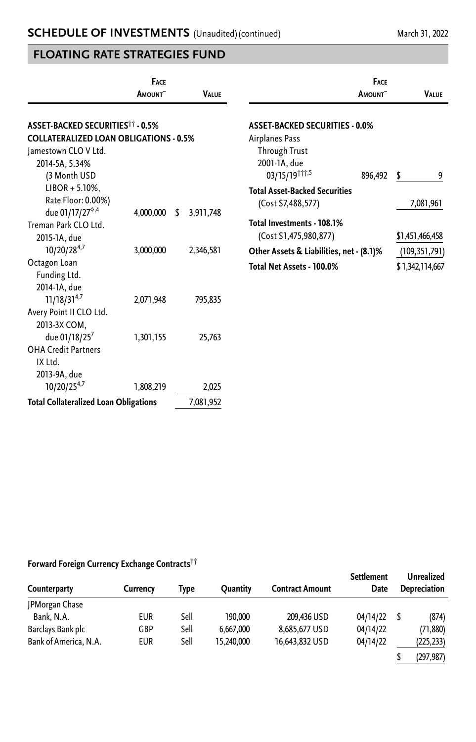## SCHEDULE OF INVESTMENTS (Unaudited)(continued)

March 31, 2022

## FLOATING RATE STRATEGIES FUND

| | Face Amount~ | Value |
|---|---|---|
| **ASSET-BACKED SECURITIES†† - 0.5%** | | |
| **COLLATERALIZED LOAN OBLIGATIONS - 0.5%** | | |
| Jamestown CLO V Ltd. 2014-5A, 5.34% (3 Month USD LIBOR + 5.10%, Rate Floor: 0.00%) due 01/17/27◊,4 | 4,000,000 | $ 3,911,748 |
| Treman Park CLO Ltd. 2015-1A, due 10/20/28[4,7] | 3,000,000 | 2,346,581 |
| Octagon Loan Funding Ltd. 2014-1A, due 11/18/31[4,7] | 2,071,948 | 795,835 |
| Avery Point II CLO Ltd. 2013-3X COM, due 01/18/25[7] | 1,301,155 | 25,763 |
| OHA Credit Partners IX Ltd. 2013-9A, due 10/20/25[4,7] | 1,808,219 | 2,025 |
| **Total Collateralized Loan Obligations** | | 7,081,952 |
| **ASSET-BACKED SECURITIES - 0.0%** | | |
| Airplanes Pass Through Trust 2001-1A, due 03/15/19†††,5 | 896,492 | $ 9 |
| **Total Asset-Backed Securities** (Cost $7,488,577) | | 7,081,961 |
| **Total Investments - 108.1%** (Cost $1,475,980,877) | | $1,451,466,458 |
| **Other Assets & Liabilities, net - (8.1)%** | | (109,351,791) |
| **Total Net Assets - 100.0%** | | $ 1,342,114,667 |

**Forward Foreign Currency Exchange Contracts††**

| Counterparty | Currency | Type | Quantity | Contract Amount | Settlement Date | Unrealized Depreciation |
|---|---|---|---|---|---|---|
| JPMorgan Chase Bank, N.A. | EUR | Sell | 190,000 | 209,436 USD | 04/14/22 | $ (874) |
| Barclays Bank plc | GBP | Sell | 6,667,000 | 8,685,677 USD | 04/14/22 | (71,880) |
| Bank of America, N.A. | EUR | Sell | 15,240,000 | 16,643,832 USD | 04/14/22 | (225,233) |
| | | | | | | $ (297,987) |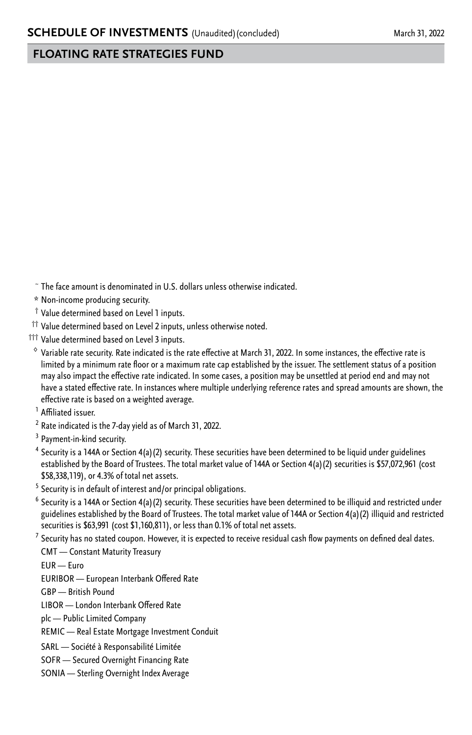## SCHEDULE OF INVESTMENTS (Unaudited) (concluded)

## FLOATING RATE STRATEGIES FUND

~ The face amount is denominated in U.S. dollars unless otherwise indicated.

* Non-income producing security.

† Value determined based on Level 1 inputs.

†† Value determined based on Level 2 inputs, unless otherwise noted.

††† Value determined based on Level 3 inputs.

◊ Variable rate security. Rate indicated is the rate effective at March 31, 2022. In some instances, the effective rate is limited by a minimum rate floor or a maximum rate cap established by the issuer. The settlement status of a position may also impact the effective rate indicated. In some cases, a position may be unsettled at period end and may not have a stated effective rate. In instances where multiple underlying reference rates and spread amounts are shown, the effective rate is based on a weighted average.

[1] Affiliated issuer.

[2] Rate indicated is the 7-day yield as of March 31, 2022.

[3] Payment-in-kind security.

[4] Security is a 144A or Section 4(a)(2) security. These securities have been determined to be liquid under guidelines established by the Board of Trustees. The total market value of 144A or Section 4(a)(2) securities is $57,072,961 (cost $58,338,119), or 4.3% of total net assets.

[5] Security is in default of interest and/or principal obligations.

[6] Security is a 144A or Section 4(a)(2) security. These securities have been determined to be illiquid and restricted under guidelines established by the Board of Trustees. The total market value of 144A or Section 4(a)(2) illiquid and restricted securities is $63,991 (cost $1,160,811), or less than 0.1% of total net assets.

[7] Security has no stated coupon. However, it is expected to receive residual cash flow payments on defined deal dates.

CMT — Constant Maturity Treasury

EUR — Euro

EURIBOR — European Interbank Offered Rate

GBP — British Pound

LIBOR — London Interbank Offered Rate

plc — Public Limited Company

REMIC — Real Estate Mortgage Investment Conduit

SARL — Société à Responsabilité Limitée

SOFR — Secured Overnight Financing Rate

SONIA — Sterling Overnight Index Average